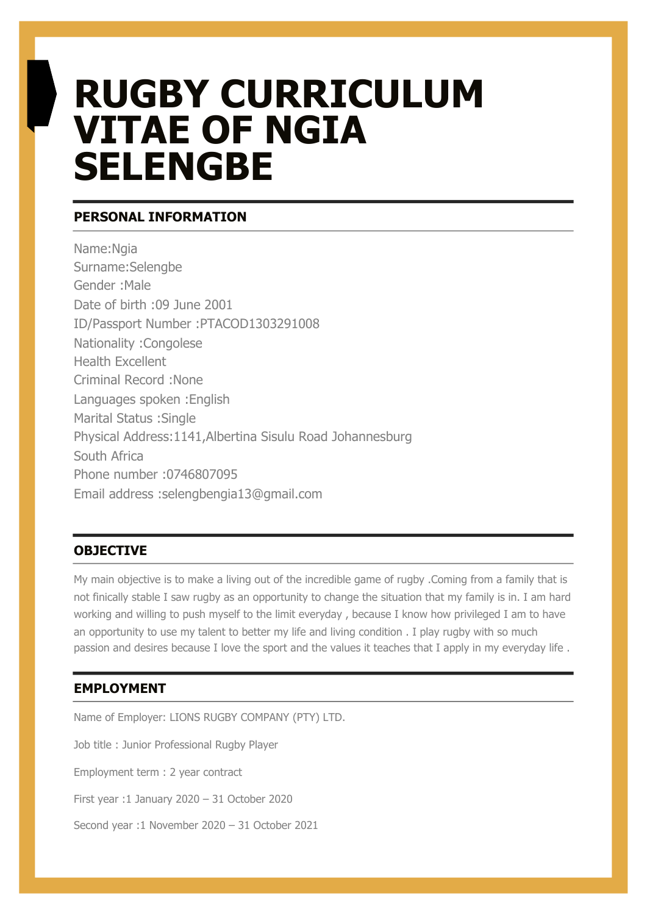# RUGBY CURRICULUM VITAE OF NGIA SELENGBE

## PERSONAL INFORMATION

Name:Ngia
Surname:Selengbe
Gender :Male
Date of birth :09 June 2001
ID/Passport Number :PTACOD1303291008
Nationality :Congolese
Health Excellent
Criminal Record :None
Languages spoken :English
Marital Status :Single
Physical Address:1141,Albertina Sisulu Road Johannesburg South Africa
Phone number :0746807095
Email address :selengbengia13@gmail.com

## OBJECTIVE

My main objective is to make a living out of the incredible game of rugby .Coming from a family that is not finically stable I saw rugby as an opportunity to change the situation that my family is in. I am hard working and willing to push myself to the limit everyday , because I know how privileged I am to have an opportunity to use my talent to better my life and living condition . I play rugby with so much passion and desires because I love the sport and the values it teaches that I apply in my everyday life .

## EMPLOYMENT

Name of Employer: LIONS RUGBY COMPANY (PTY) LTD.

Job title : Junior Professional Rugby Player

Employment term : 2 year contract

First year :1 January 2020 – 31 October 2020

Second year :1 November 2020 – 31 October 2021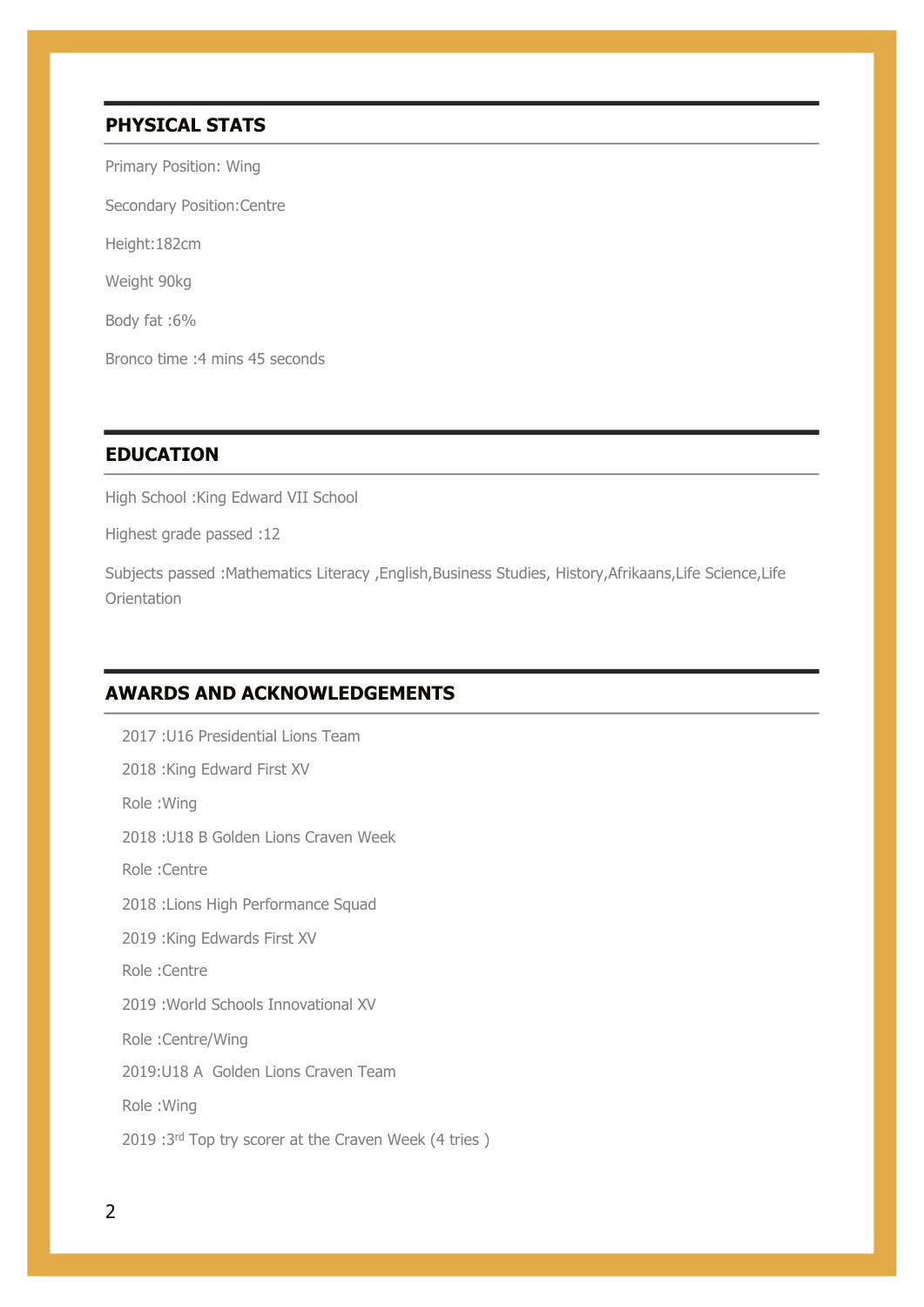## PHYSICAL STATS

Primary Position: Wing

Secondary Position:Centre

Height:182cm

Weight 90kg

Body fat :6%

Bronco time :4 mins 45 seconds

## EDUCATION

High School :King Edward VII School

Highest grade passed :12

Subjects passed :Mathematics Literacy ,English,Business Studies, History,Afrikaans,Life Science,Life Orientation

## AWARDS AND ACKNOWLEDGEMENTS

2017 :U16 Presidential Lions Team

2018 :King Edward First XV

Role :Wing

2018 :U18 B Golden Lions Craven Week

Role :Centre

2018 :Lions High Performance Squad

2019 :King Edwards First XV

Role :Centre

2019 :World Schools Innovational XV

Role :Centre/Wing

2019:U18 A Golden Lions Craven Team

Role :Wing

2019 :3rd Top try scorer at the Craven Week (4 tries )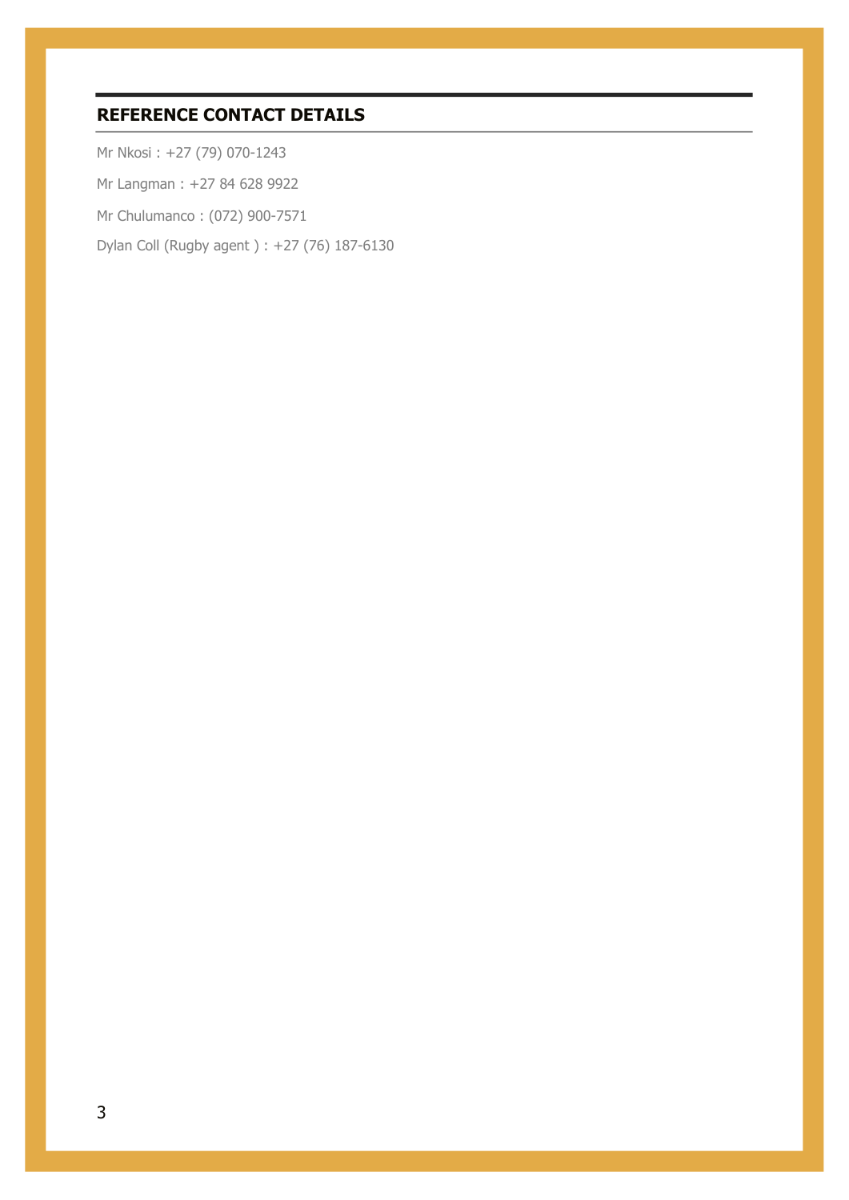## REFERENCE CONTACT DETAILS

Mr Nkosi : +27 (79) 070-1243

Mr Langman : +27 84 628 9922

Mr Chulumanco : (072) 900-7571

Dylan Coll (Rugby agent ) : +27 (76) 187-6130